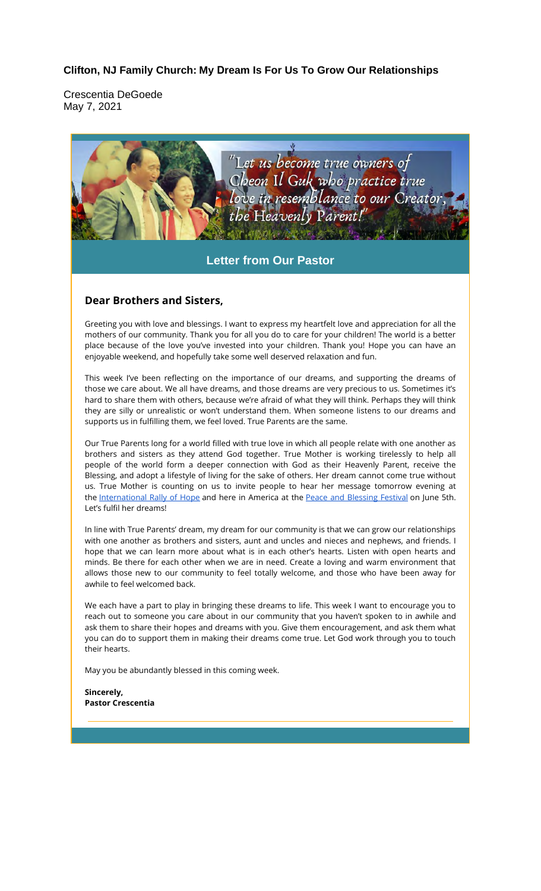**Clifton, NJ Family Church: My Dream Is For Us To Grow Our Relationships**

Crescentia DeGoede
May 7, 2021

"Let us become true owners of Cheon Il Guk who practice true love in resemblance to our Creator, the Heavenly Parent!"

## Letter from Our Pastor

### Dear Brothers and Sisters,

Greeting you with love and blessings. I want to express my heartfelt love and appreciation for all the mothers of our community. Thank you for all you do to care for your children! The world is a better place because of the love you've invested into your children. Thank you! Hope you can have an enjoyable weekend, and hopefully take some well deserved relaxation and fun.

This week I've been reflecting on the importance of our dreams, and supporting the dreams of those we care about. We all have dreams, and those dreams are very precious to us. Sometimes it's hard to share them with others, because we're afraid of what they will think. Perhaps they will think they are silly or unrealistic or won't understand them. When someone listens to our dreams and supports us in fulfilling them, we feel loved. True Parents are the same.

Our True Parents long for a world filled with true love in which all people relate with one another as brothers and sisters as they attend God together. True Mother is working tirelessly to help all people of the world form a deeper connection with God as their Heavenly Parent, receive the Blessing, and adopt a lifestyle of living for the sake of others. Her dream cannot come true without us. True Mother is counting on us to invite people to hear her message tomorrow evening at the International Rally of Hope and here in America at the Peace and Blessing Festival on June 5th. Let's fulfil her dreams!

In line with True Parents' dream, my dream for our community is that we can grow our relationships with one another as brothers and sisters, aunt and uncles and nieces and nephews, and friends. I hope that we can learn more about what is in each other's hearts. Listen with open hearts and minds. Be there for each other when we are in need. Create a loving and warm environment that allows those new to our community to feel totally welcome, and those who have been away for awhile to feel welcomed back.

We each have a part to play in bringing these dreams to life. This week I want to encourage you to reach out to someone you care about in our community that you haven't spoken to in awhile and ask them to share their hopes and dreams with you. Give them encouragement, and ask them what you can do to support them in making their dreams come true. Let God work through you to touch their hearts.

May you be abundantly blessed in this coming week.

**Sincerely,**
**Pastor Crescentia**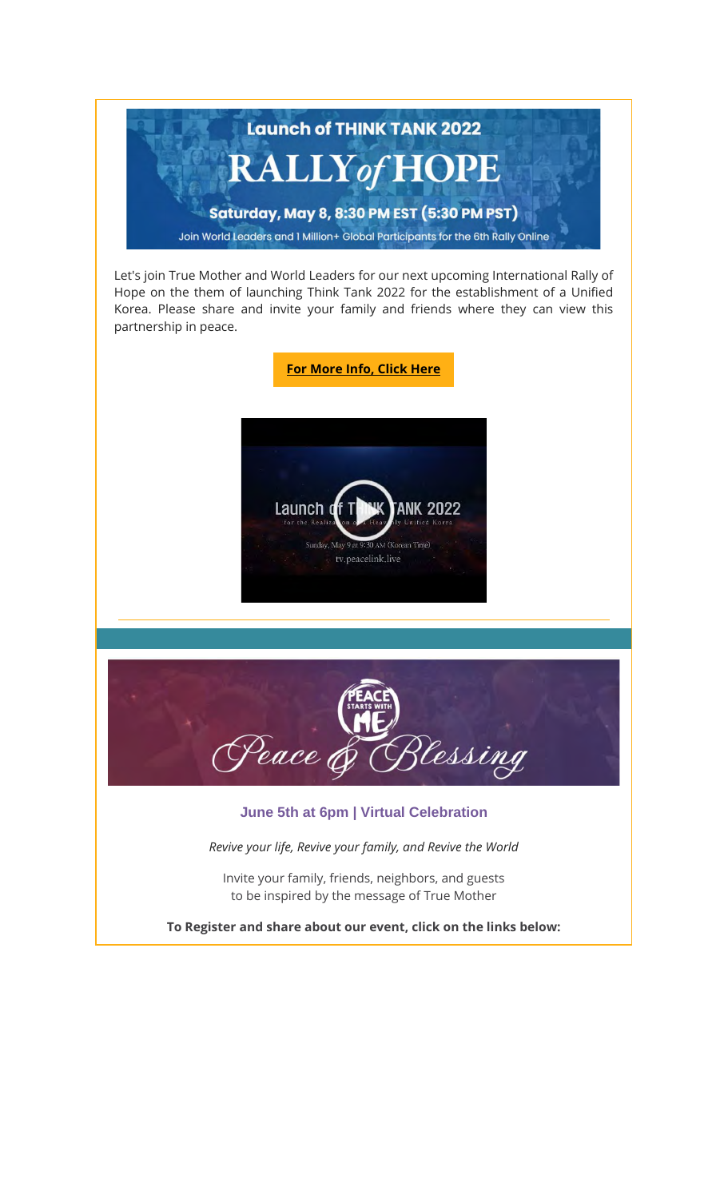**Launch of THINK TANK 2022**

# RALLY of HOPE

**Saturday, May 8, 8:30 PM EST (5:30 PM PST)**

Join World Leaders and 1 Million+ Global Participants for the 6th Rally Online

Let's join True Mother and World Leaders for our next upcoming International Rally of Hope on the them of launching Think Tank 2022 for the establishment of a Unified Korea. Please share and invite your family and friends where they can view this partnership in peace.

**For More Info, Click Here**

Launch of THINK TANK 2022

for the Realization of a Heavenly Unified Korea

Sunday, May 9 at 9:30 AM (Korean Time)

tv.peacelink.live

---

PEACE STARTS WITH ME

# Peace & Blessing

### June 5th at 6pm | Virtual Celebration

*Revive your life, Revive your family, and Revive the World*

Invite your family, friends, neighbors, and guests
to be inspired by the message of True Mother

**To Register and share about our event, click on the links below:**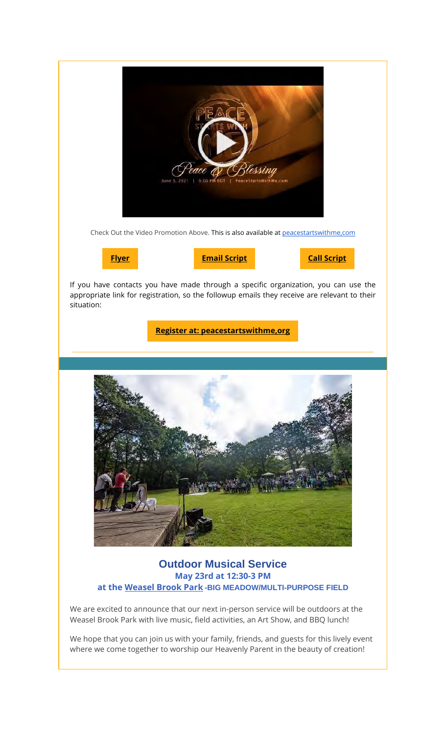Check Out the Video Promotion Above. This is also available at [peacestartswithme,com](peacestartswithme,com)

**[Flyer]** **[Email Script]** **[Call Script]**

If you have contacts you have made through a specific organization, you can use the appropriate link for registration, so the followup emails they receive are relevant to their situation:

**[Register at: peacestartswithme,org]**

---

## Outdoor Musical Service

### May 23rd at 12:30-3 PM

### at the [Weasel Brook Park](Weasel Brook Park) -BIG MEADOW/MULTI-PURPOSE FIELD

We are excited to announce that our next in-person service will be outdoors at the Weasel Brook Park with live music, field activities, an Art Show, and BBQ lunch!

We hope that you can join us with your family, friends, and guests for this lively event where we come together to worship our Heavenly Parent in the beauty of creation!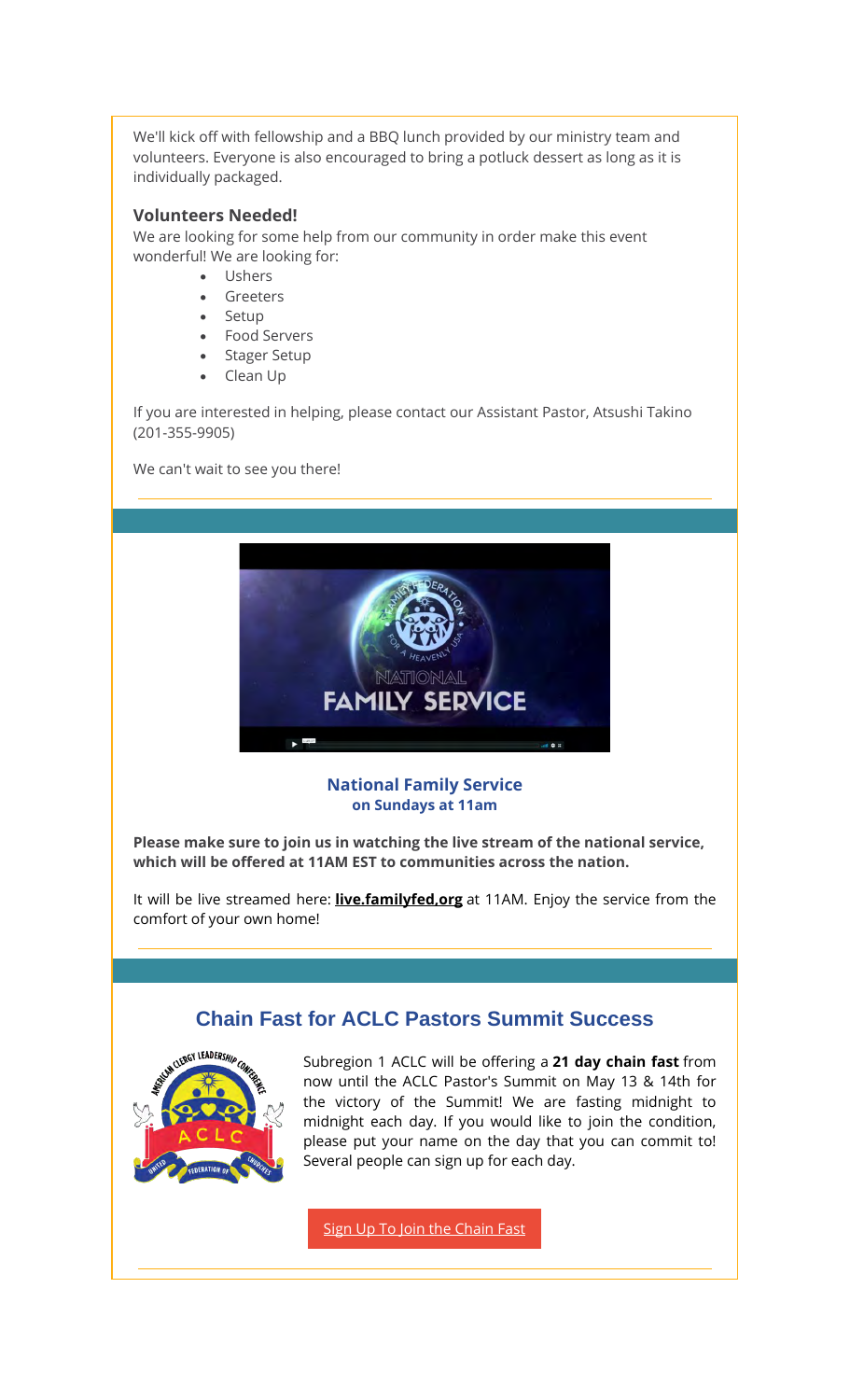We'll kick off with fellowship and a BBQ lunch provided by our ministry team and volunteers. Everyone is also encouraged to bring a potluck dessert as long as it is individually packaged.

**Volunteers Needed!**

We are looking for some help from our community in order make this event wonderful! We are looking for:

- Ushers
- Greeters
- Setup
- Food Servers
- Stager Setup
- Clean Up

If you are interested in helping, please contact our Assistant Pastor, Atsushi Takino (201-355-9905)

We can't wait to see you there!

**National Family Service**
**on Sundays at 11am**

**Please make sure to join us in watching the live stream of the national service, which will be offered at 11AM EST to communities across the nation.**

It will be live streamed here: **live.familyfed.org** at 11AM. Enjoy the service from the comfort of your own home!

## Chain Fast for ACLC Pastors Summit Success

Subregion 1 ACLC will be offering a **21 day chain fast** from now until the ACLC Pastor's Summit on May 13 & 14th for the victory of the Summit! We are fasting midnight to midnight each day. If you would like to join the condition, please put your name on the day that you can commit to! Several people can sign up for each day.

Sign Up To Join the Chain Fast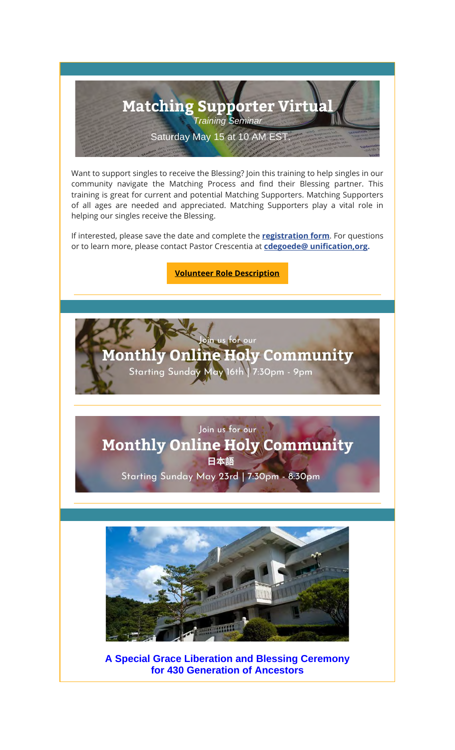## Matching Supporter Virtual

*Training Seminar*

Saturday May 15 at 10 AM EST.

Want to support singles to receive the Blessing? Join this training to help singles in our community navigate the Matching Process and find their Blessing partner. This training is great for current and potential Matching Supporters. Matching Supporters of all ages are needed and appreciated. Matching Supporters play a vital role in helping our singles receive the Blessing.

If interested, please save the date and complete the **registration form**. For questions or to learn more, please contact Pastor Crescentia at **cdegoede@ unification,org.**

**Volunteer Role Description**

Join us for our

## Monthly Online Holy Community

Starting Sunday May 16th | 7:30pm - 9pm

Join us for our

## Monthly Online Holy Community

**日本語**

Starting Sunday May 23rd | 7:30pm - 8:30pm

**A Special Grace Liberation and Blessing Ceremony for 430 Generation of Ancestors**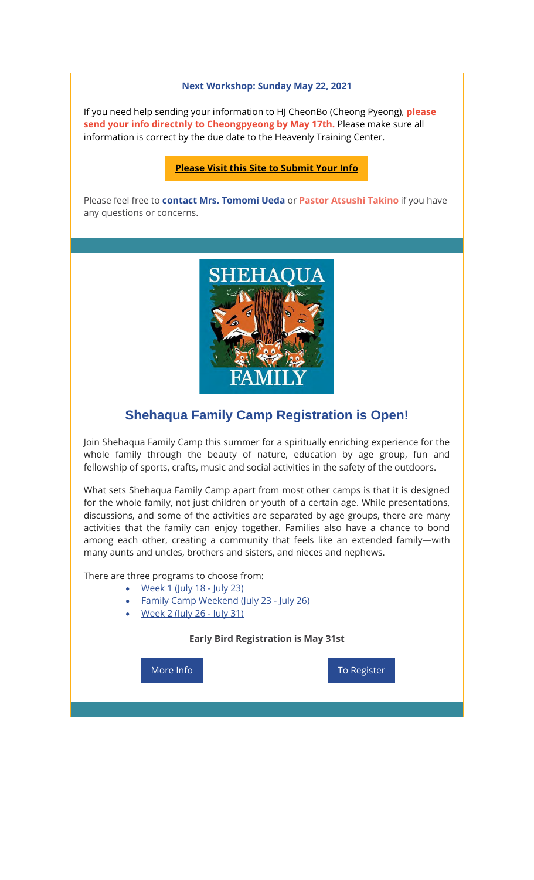**Next Workshop: Sunday May 22, 2021**

If you need help sending your information to HJ CheonBo (Cheong Pyeong), **please send your info directnly to Cheongpyeong by May 17th.** Please make sure all information is correct by the due date to the Heavenly Training Center.

**Please Visit this Site to Submit Your Info**

Please feel free to **contact Mrs. Tomomi Ueda** or **Pastor Atsushi Takino** if you have any questions or concerns.

## Shehaqua Family Camp Registration is Open!

Join Shehaqua Family Camp this summer for a spiritually enriching experience for the whole family through the beauty of nature, education by age group, fun and fellowship of sports, crafts, music and social activities in the safety of the outdoors.

What sets Shehaqua Family Camp apart from most other camps is that it is designed for the whole family, not just children or youth of a certain age. While presentations, discussions, and some of the activities are separated by age groups, there are many activities that the family can enjoy together. Families also have a chance to bond among each other, creating a community that feels like an extended family—with many aunts and uncles, brothers and sisters, and nieces and nephews.

There are three programs to choose from:

- Week 1 (July 18 - July 23)
- Family Camp Weekend (July 23 - July 26)
- Week 2 (July 26 - July 31)

**Early Bird Registration is May 31st**

More Info

To Register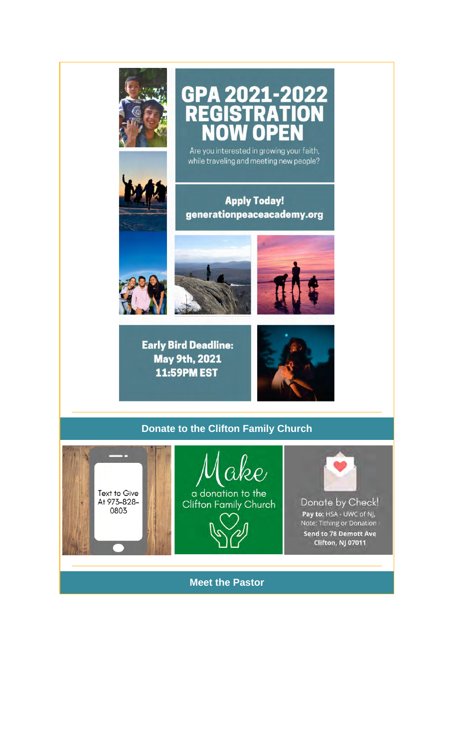# GPA 2021-2022 REGISTRATION NOW OPEN

Are you interested in growing your faith, while traveling and meeting new people?

**Apply Today!**
**generationpeaceacademy.org**

**Early Bird Deadline:**
**May 9th, 2021**
**11:59PM EST**

## Donate to the Clifton Family Church

Text to Give At 973-828-0803

Make a donation to the Clifton Family Church

Donate by Check!
**Pay to:** HSA - UWC of NJ,
Note: Tithing or Donation
**Send to 78 Demott Ave**
**Clifton, NJ 07011**

## Meet the Pastor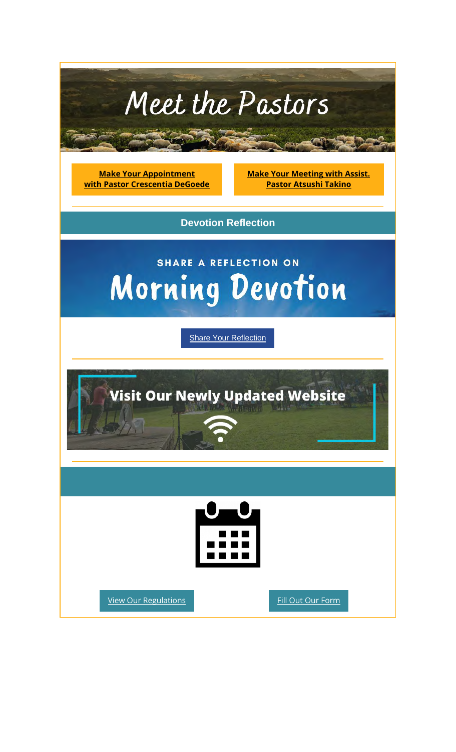# Meet the Pastors

**Make Your Appointment with Pastor Crescentia DeGoede**

**Make Your Meeting with Assist. Pastor Atsushi Takino**

---

## Devotion Reflection

SHARE A REFLECTION ON

# Morning Devotion

Share Your Reflection

---

## Visit Our Newly Updated Website

---

View Our Regulations

Fill Out Our Form